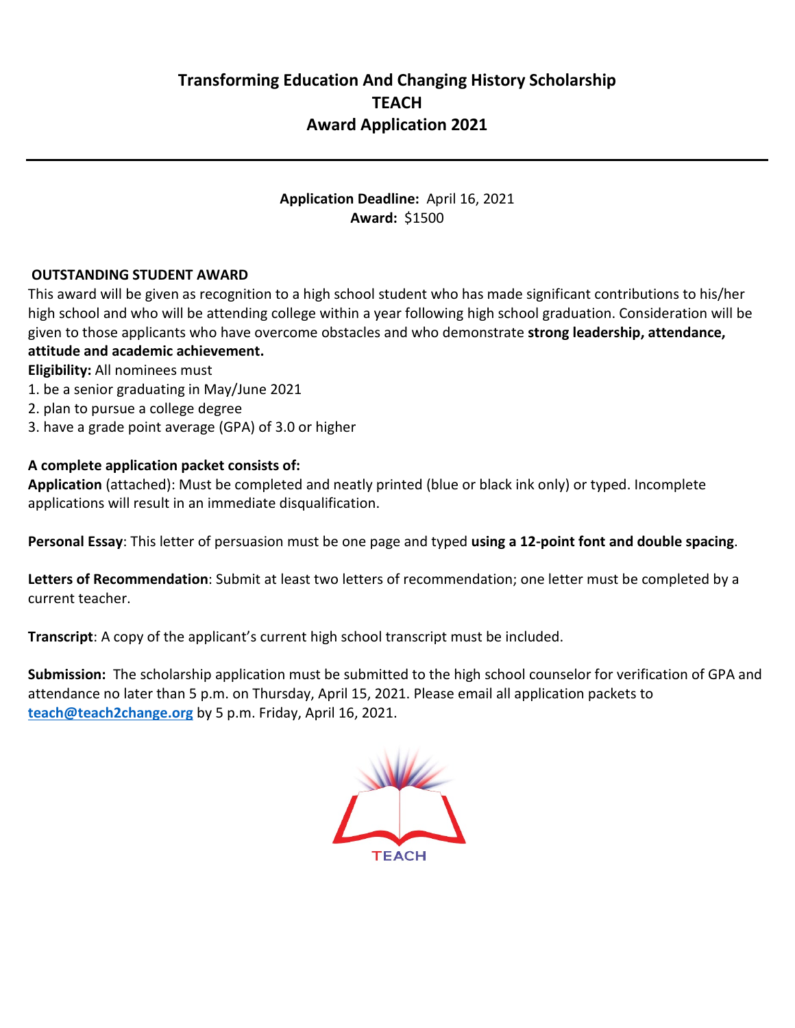# Transforming Education And Changing History Scholarship
# TEACH
# Award Application 2021

---

**Application Deadline:** April 16, 2021
**Award:** $1500

**OUTSTANDING STUDENT AWARD**

This award will be given as recognition to a high school student who has made significant contributions to his/her high school and who will be attending college within a year following high school graduation. Consideration will be given to those applicants who have overcome obstacles and who demonstrate **strong leadership, attendance, attitude and academic achievement.**

**Eligibility:** All nominees must

1. be a senior graduating in May/June 2021
2. plan to pursue a college degree
3. have a grade point average (GPA) of 3.0 or higher

**A complete application packet consists of:**

**Application** (attached): Must be completed and neatly printed (blue or black ink only) or typed. Incomplete applications will result in an immediate disqualification.

**Personal Essay**: This letter of persuasion must be one page and typed **using a 12-point font and double spacing**.

**Letters of Recommendation**: Submit at least two letters of recommendation; one letter must be completed by a current teacher.

**Transcript**: A copy of the applicant's current high school transcript must be included.

**Submission:** The scholarship application must be submitted to the high school counselor for verification of GPA and attendance no later than 5 p.m. on Thursday, April 15, 2021. Please email all application packets to **teach@teach2change.org** by 5 p.m. Friday, April 16, 2021.

TEACH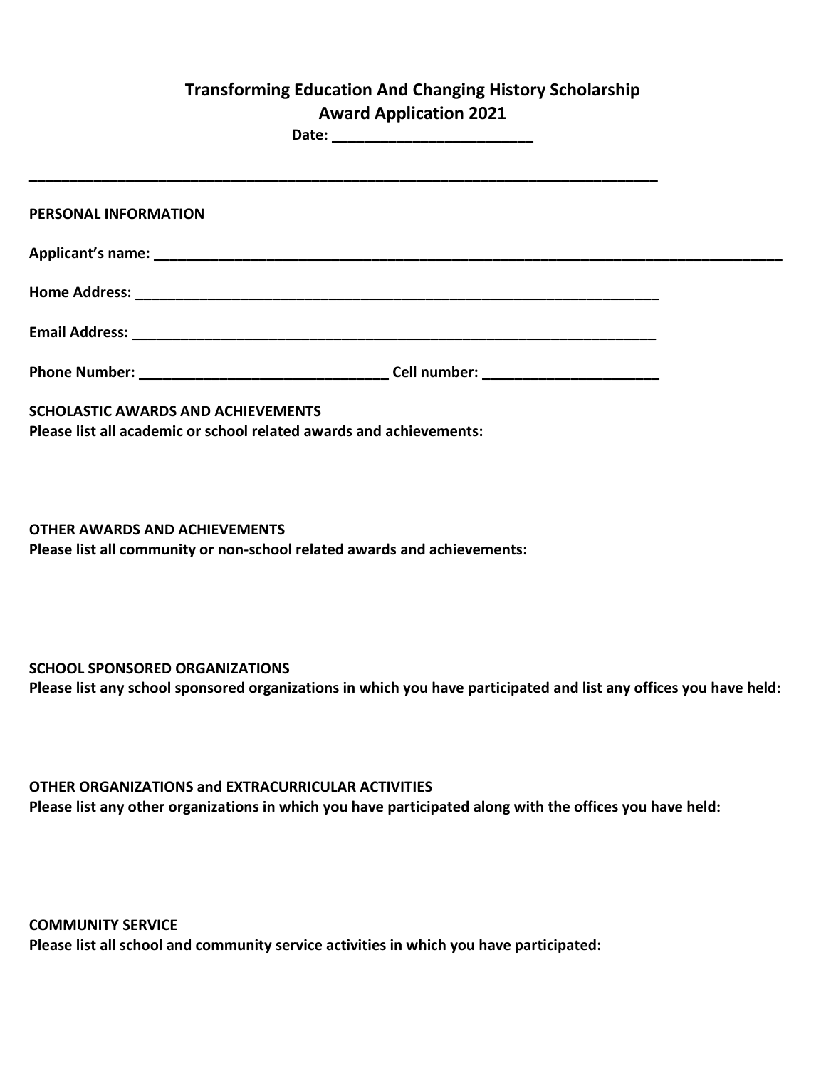**Transforming Education And Changing History Scholarship**
**Award Application 2021**

**Date: ________________________**

________________________________________________________________________________

**PERSONAL INFORMATION**

**Applicant's name: ________________________________________________________________________________**

**Home Address: ____________________________________________________________________**

**Email Address: ____________________________________________________________________**

**Phone Number: ______________________________ Cell number: _____________________**

**SCHOLASTIC AWARDS AND ACHIEVEMENTS**
**Please list all academic or school related awards and achievements:**

**OTHER AWARDS AND ACHIEVEMENTS**
**Please list all community or non-school related awards and achievements:**

**SCHOOL SPONSORED ORGANIZATIONS**
**Please list any school sponsored organizations in which you have participated and list any offices you have held:**

**OTHER ORGANIZATIONS and EXTRACURRICULAR ACTIVITIES**
**Please list any other organizations in which you have participated along with the offices you have held:**

**COMMUNITY SERVICE**
**Please list all school and community service activities in which you have participated:**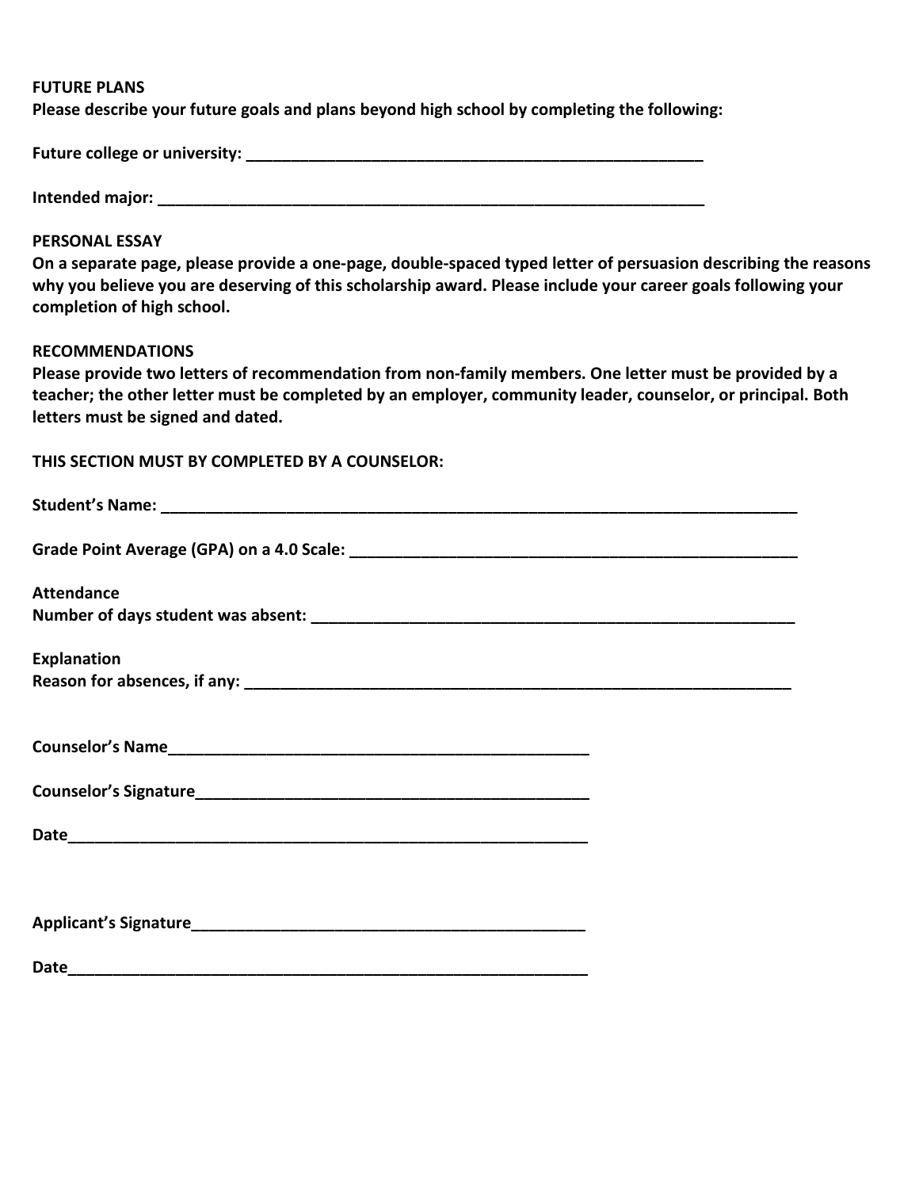**FUTURE PLANS**
**Please describe your future goals and plans beyond high school by completing the following:**

**Future college or university: ______________________________________________________**

**Intended major: ______________________________________________________________**

**PERSONAL ESSAY**
**On a separate page, please provide a one-page, double-spaced typed letter of persuasion describing the reasons why you believe you are deserving of this scholarship award. Please include your career goals following your completion of high school.**

**RECOMMENDATIONS**
**Please provide two letters of recommendation from non-family members. One letter must be provided by a teacher; the other letter must be completed by an employer, community leader, counselor, or principal. Both letters must be signed and dated.**

**THIS SECTION MUST BY COMPLETED BY A COUNSELOR:**

**Student's Name: __________________________________________________________________________**

**Grade Point Average (GPA) on a 4.0 Scale: _____________________________________________________**

**Attendance**
**Number of days student was absent: _________________________________________________________**

**Explanation**
**Reason for absences, if any: ______________________________________________________________**

**Counselor's Name_______________________________________________**

**Counselor's Signature___________________________________________**

**Date___________________________________________________________**

**Applicant's Signature___________________________________________**

**Date___________________________________________________________**